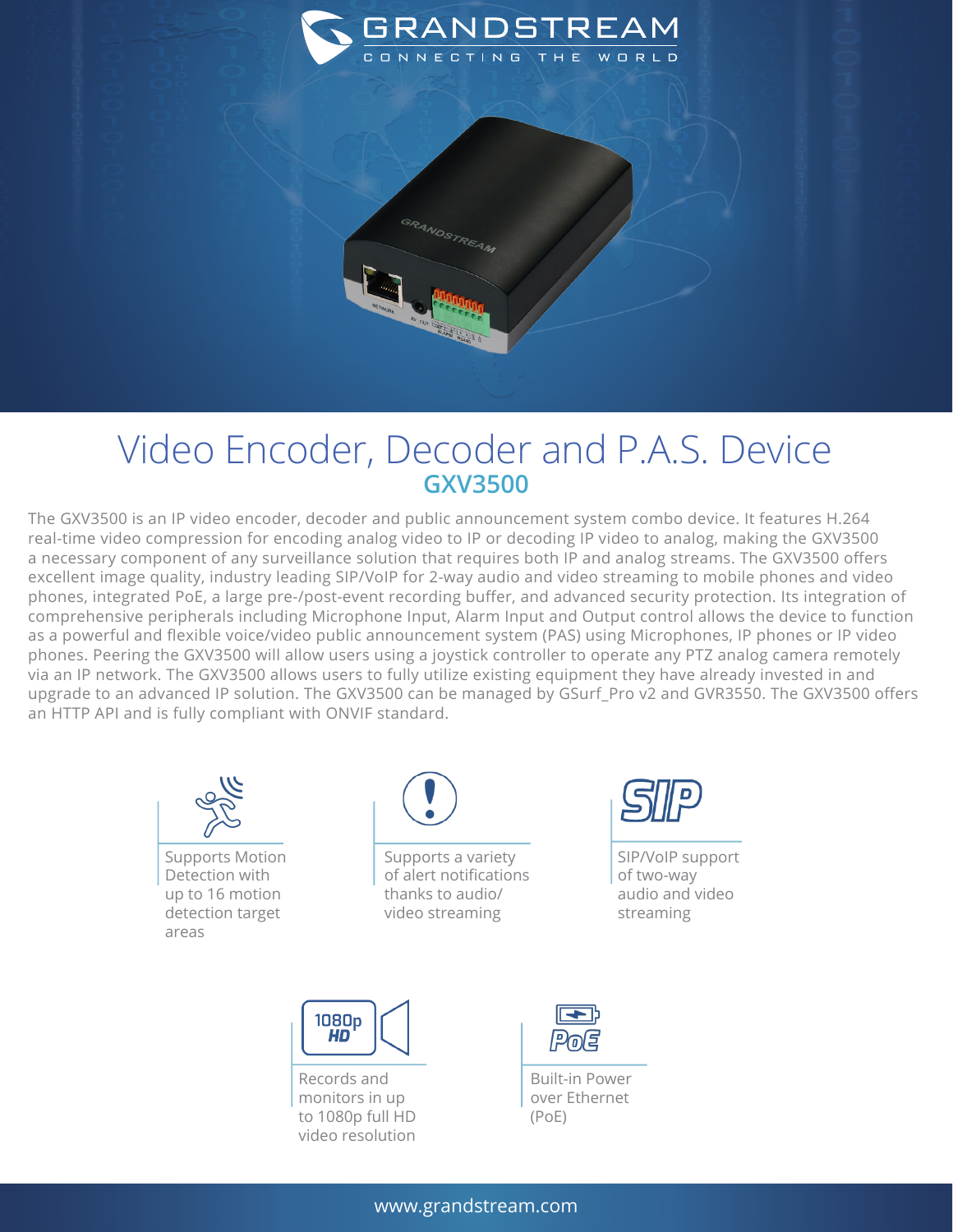# Video Encoder, Decoder and P.A.S. Device

## GXV3500

The GXV3500 is an IP video encoder, decoder and public announcement system combo device. It features H.264 real-time video compression for encoding analog video to IP or decoding IP video to analog, making the GXV3500 a necessary component of any surveillance solution that requires both IP and analog streams. The GXV3500 offers excellent image quality, industry leading SIP/VoIP for 2-way audio and video streaming to mobile phones and video phones, integrated PoE, a large pre-/post-event recording buffer, and advanced security protection. Its integration of comprehensive peripherals including Microphone Input, Alarm Input and Output control allows the device to function as a powerful and flexible voice/video public announcement system (PAS) using Microphones, IP phones or IP video phones. Peering the GXV3500 will allow users using a joystick controller to operate any PTZ analog camera remotely via an IP network. The GXV3500 allows users to fully utilize existing equipment they have already invested in and upgrade to an advanced IP solution. The GXV3500 can be managed by GSurf_Pro v2 and GVR3550. The GXV3500 offers an HTTP API and is fully compliant with ONVIF standard.

- Supports Motion Detection with up to 16 motion detection target areas
- Supports a variety of alert notifications thanks to audio/video streaming
- SIP/VoIP support of two-way audio and video streaming
- Records and monitors in up to 1080p full HD video resolution
- Built-in Power over Ethernet (PoE)

www.grandstream.com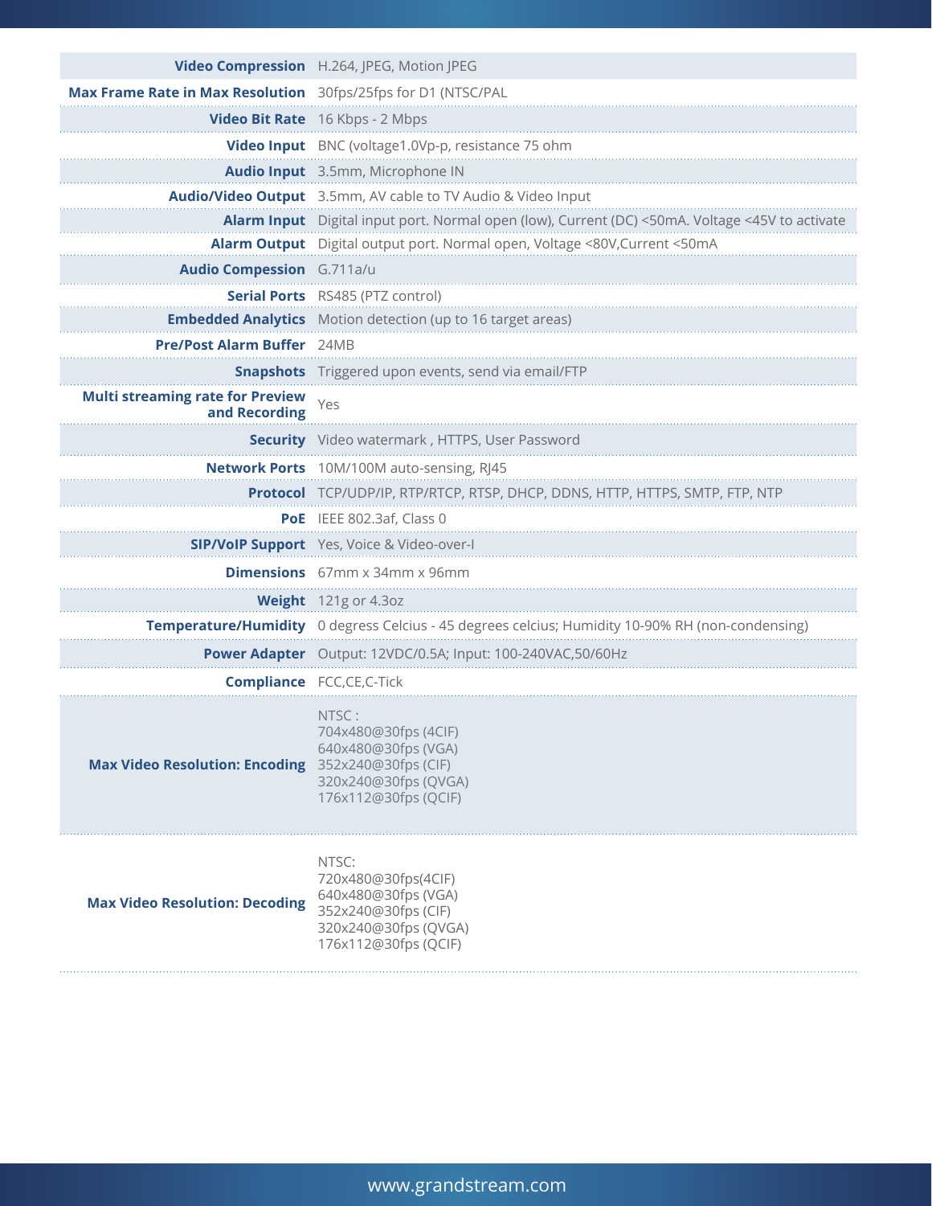| | |
|---|---|
| **Video Compression** | H.264, JPEG, Motion JPEG |
| **Max Frame Rate in Max Resolution** | 30fps/25fps for D1 (NTSC/PAL |
| **Video Bit Rate** | 16 Kbps - 2 Mbps |
| **Video Input** | BNC (voltage1.0Vp-p, resistance 75 ohm |
| **Audio Input** | 3.5mm, Microphone IN |
| **Audio/Video Output** | 3.5mm, AV cable to TV Audio & Video Input |
| **Alarm Input** | Digital input port. Normal open (low), Current (DC) <50mA. Voltage <45V to activate |
| **Alarm Output** | Digital output port. Normal open, Voltage <80V,Current <50mA |
| **Audio Compession** | G.711a/u |
| **Serial Ports** | RS485 (PTZ control) |
| **Embedded Analytics** | Motion detection (up to 16 target areas) |
| **Pre/Post Alarm Buffer** | 24MB |
| **Snapshots** | Triggered upon events, send via email/FTP |
| **Multi streaming rate for Preview and Recording** | Yes |
| **Security** | Video watermark , HTTPS, User Password |
| **Network Ports** | 10M/100M auto-sensing, RJ45 |
| **Protocol** | TCP/UDP/IP, RTP/RTCP, RTSP, DHCP, DDNS, HTTP, HTTPS, SMTP, FTP, NTP |
| **PoE** | IEEE 802.3af, Class 0 |
| **SIP/VoIP Support** | Yes, Voice & Video-over-I |
| **Dimensions** | 67mm x 34mm x 96mm |
| **Weight** | 121g or 4.3oz |
| **Temperature/Humidity** | 0 degress Celcius - 45 degrees celcius; Humidity 10-90% RH (non-condensing) |
| **Power Adapter** | Output: 12VDC/0.5A; Input: 100-240VAC,50/60Hz |
| **Compliance** | FCC,CE,C-Tick |
| **Max Video Resolution: Encoding** | NTSC :<br>704x480@30fps (4CIF)<br>640x480@30fps (VGA)<br>352x240@30fps (CIF)<br>320x240@30fps (QVGA)<br>176x112@30fps (QCIF) |
| **Max Video Resolution: Decoding** | NTSC:<br>720x480@30fps(4CIF)<br>640x480@30fps (VGA)<br>352x240@30fps (CIF)<br>320x240@30fps (QVGA)<br>176x112@30fps (QCIF) |

www.grandstream.com